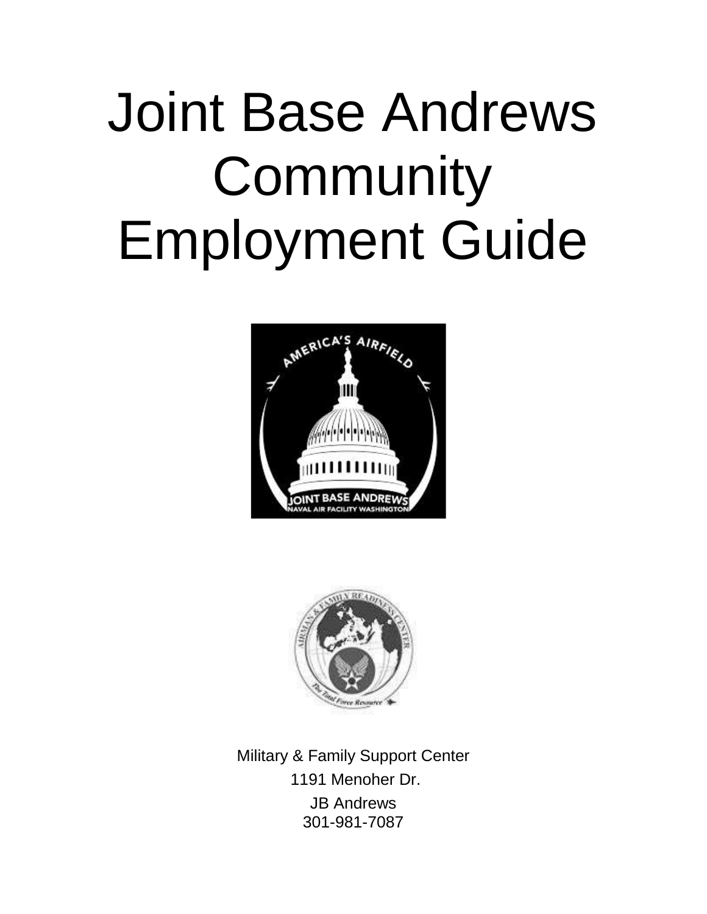# Joint Base Andrews Community Employment Guide

Military & Family Support Center
1191 Menoher Dr.
JB Andrews
301-981-7087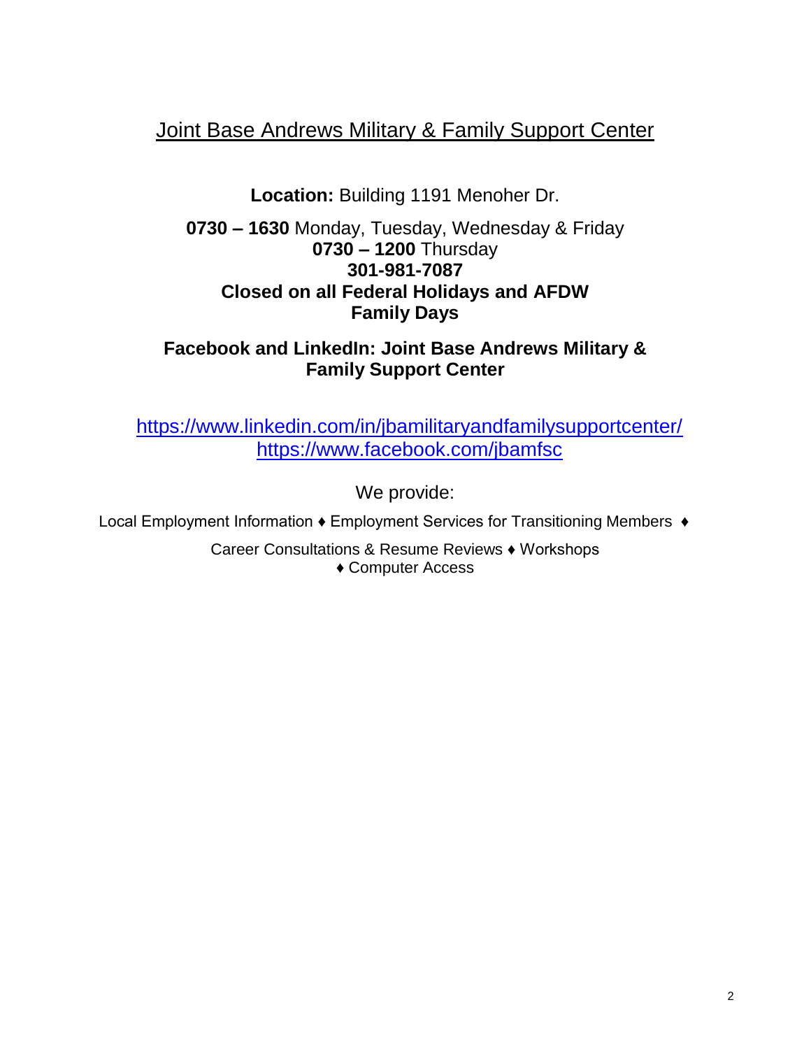# Joint Base Andrews Military & Family Support Center

**Location:** Building 1191 Menoher Dr.

**0730 – 1630** Monday, Tuesday, Wednesday & Friday
**0730 – 1200** Thursday
**301-981-7087**
**Closed on all Federal Holidays and AFDW Family Days**

**Facebook and LinkedIn: Joint Base Andrews Military & Family Support Center**

https://www.linkedin.com/in/jbamilitaryandfamilysupportcenter/
https://www.facebook.com/jbamfsc

We provide:

Local Employment Information ♦ Employment Services for Transitioning Members ♦

Career Consultations & Resume Reviews ♦ Workshops
♦ Computer Access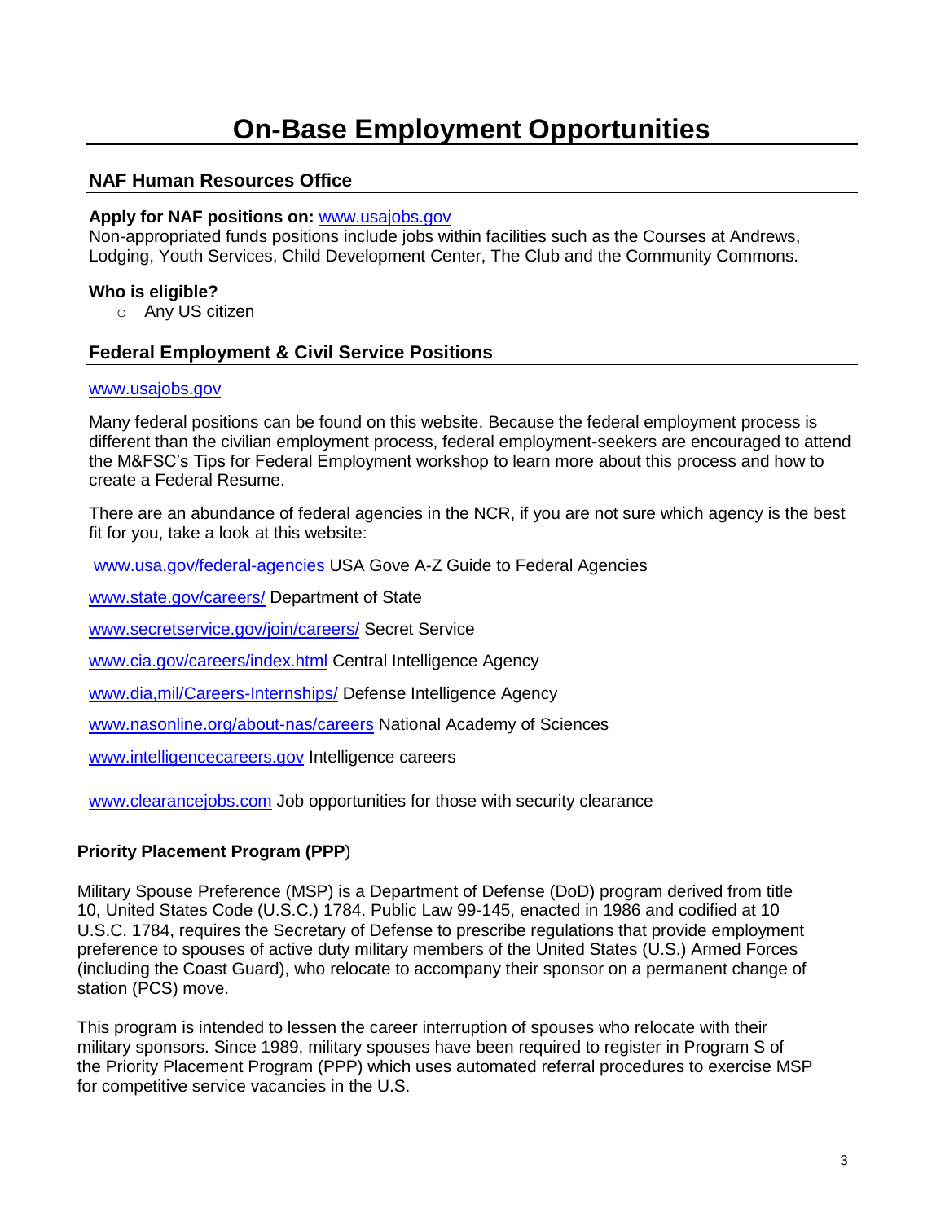# On-Base Employment Opportunities

## NAF Human Resources Office

**Apply for NAF positions on:** www.usajobs.gov
Non-appropriated funds positions include jobs within facilities such as the Courses at Andrews, Lodging, Youth Services, Child Development Center, The Club and the Community Commons.

**Who is eligible?**

- Any US citizen

## Federal Employment & Civil Service Positions

www.usajobs.gov

Many federal positions can be found on this website. Because the federal employment process is different than the civilian employment process, federal employment-seekers are encouraged to attend the M&FSC's Tips for Federal Employment workshop to learn more about this process and how to create a Federal Resume.

There are an abundance of federal agencies in the NCR, if you are not sure which agency is the best fit for you, take a look at this website:

www.usa.gov/federal-agencies USA Gove A-Z Guide to Federal Agencies

www.state.gov/careers/ Department of State

www.secretservice.gov/join/careers/ Secret Service

www.cia.gov/careers/index.html Central Intelligence Agency

www.dia,mil/Careers-Internships/ Defense Intelligence Agency

www.nasonline.org/about-nas/careers National Academy of Sciences

www.intelligencecareers.gov Intelligence careers

www.clearancejobs.com Job opportunities for those with security clearance

**Priority Placement Program (PPP**)

Military Spouse Preference (MSP) is a Department of Defense (DoD) program derived from title 10, United States Code (U.S.C.) 1784. Public Law 99-145, enacted in 1986 and codified at 10 U.S.C. 1784, requires the Secretary of Defense to prescribe regulations that provide employment preference to spouses of active duty military members of the United States (U.S.) Armed Forces (including the Coast Guard), who relocate to accompany their sponsor on a permanent change of station (PCS) move.

This program is intended to lessen the career interruption of spouses who relocate with their military sponsors. Since 1989, military spouses have been required to register in Program S of the Priority Placement Program (PPP) which uses automated referral procedures to exercise MSP for competitive service vacancies in the U.S.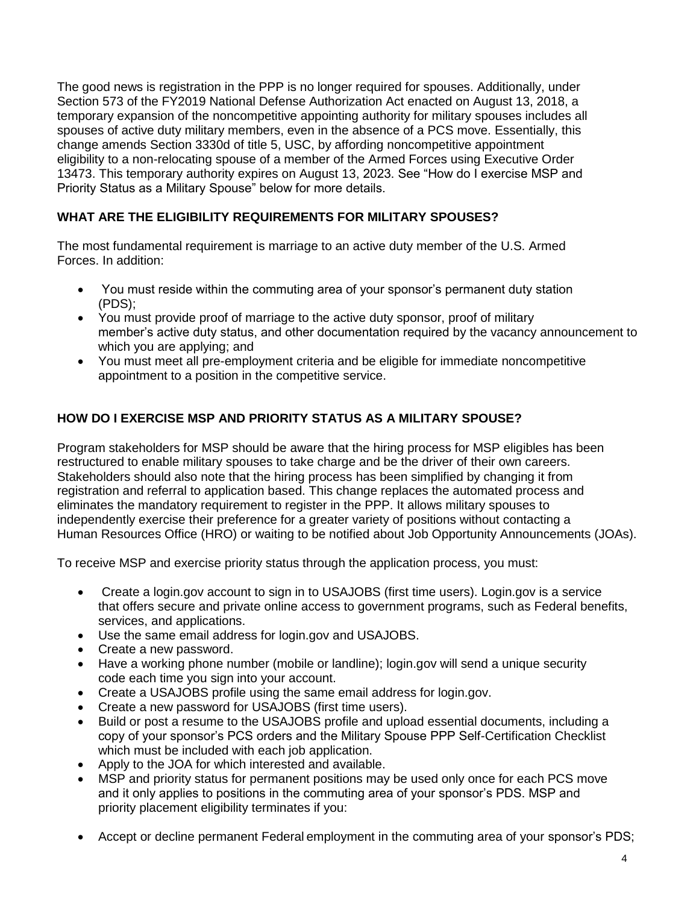The good news is registration in the PPP is no longer required for spouses. Additionally, under Section 573 of the FY2019 National Defense Authorization Act enacted on August 13, 2018, a temporary expansion of the noncompetitive appointing authority for military spouses includes all spouses of active duty military members, even in the absence of a PCS move. Essentially, this change amends Section 3330d of title 5, USC, by affording noncompetitive appointment eligibility to a non-relocating spouse of a member of the Armed Forces using Executive Order 13473. This temporary authority expires on August 13, 2023. See "How do I exercise MSP and Priority Status as a Military Spouse" below for more details.

## WHAT ARE THE ELIGIBILITY REQUIREMENTS FOR MILITARY SPOUSES?

The most fundamental requirement is marriage to an active duty member of the U.S. Armed Forces. In addition:

- You must reside within the commuting area of your sponsor's permanent duty station (PDS);
- You must provide proof of marriage to the active duty sponsor, proof of military member's active duty status, and other documentation required by the vacancy announcement to which you are applying; and
- You must meet all pre-employment criteria and be eligible for immediate noncompetitive appointment to a position in the competitive service.

## HOW DO I EXERCISE MSP AND PRIORITY STATUS AS A MILITARY SPOUSE?

Program stakeholders for MSP should be aware that the hiring process for MSP eligibles has been restructured to enable military spouses to take charge and be the driver of their own careers. Stakeholders should also note that the hiring process has been simplified by changing it from registration and referral to application based. This change replaces the automated process and eliminates the mandatory requirement to register in the PPP. It allows military spouses to independently exercise their preference for a greater variety of positions without contacting a Human Resources Office (HRO) or waiting to be notified about Job Opportunity Announcements (JOAs).

To receive MSP and exercise priority status through the application process, you must:

- Create a login.gov account to sign in to USAJOBS (first time users). Login.gov is a service that offers secure and private online access to government programs, such as Federal benefits, services, and applications.
- Use the same email address for login.gov and USAJOBS.
- Create a new password.
- Have a working phone number (mobile or landline); login.gov will send a unique security code each time you sign into your account.
- Create a USAJOBS profile using the same email address for login.gov.
- Create a new password for USAJOBS (first time users).
- Build or post a resume to the USAJOBS profile and upload essential documents, including a copy of your sponsor's PCS orders and the Military Spouse PPP Self-Certification Checklist which must be included with each job application.
- Apply to the JOA for which interested and available.
- MSP and priority status for permanent positions may be used only once for each PCS move and it only applies to positions in the commuting area of your sponsor's PDS. MSP and priority placement eligibility terminates if you:

- Accept or decline permanent Federal employment in the commuting area of your sponsor's PDS;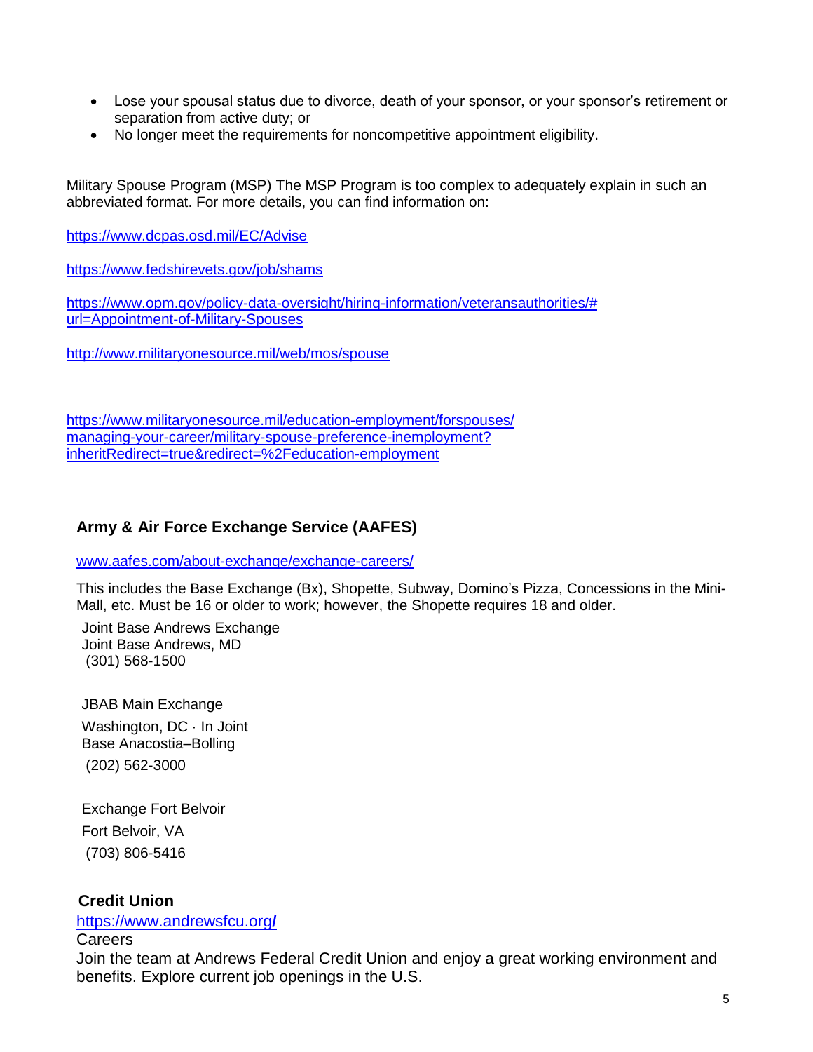- Lose your spousal status due to divorce, death of your sponsor, or your sponsor's retirement or separation from active duty; or
- No longer meet the requirements for noncompetitive appointment eligibility.

Military Spouse Program (MSP) The MSP Program is too complex to adequately explain in such an abbreviated format. For more details, you can find information on:

https://www.dcpas.osd.mil/EC/Advise

https://www.fedshirevets.gov/job/shams

https://www.opm.gov/policy-data-oversight/hiring-information/veteransauthorities/#url=Appointment-of-Military-Spouses

http://www.militaryonesource.mil/web/mos/spouse

https://www.militaryonesource.mil/education-employment/forspouses/managing-your-career/military-spouse-preference-inemployment?inheritRedirect=true&redirect=%2Feducation-employment

## Army & Air Force Exchange Service (AAFES)

www.aafes.com/about-exchange/exchange-careers/

This includes the Base Exchange (Bx), Shopette, Subway, Domino's Pizza, Concessions in the Mini-Mall, etc. Must be 16 or older to work; however, the Shopette requires 18 and older.

Joint Base Andrews Exchange
Joint Base Andrews, MD
(301) 568-1500

JBAB Main Exchange
Washington, DC · In Joint Base Anacostia–Bolling
(202) 562-3000

Exchange Fort Belvoir
Fort Belvoir, VA
(703) 806-5416

## Credit Union

https://www.andrewsfcu.org/

Careers

Join the team at Andrews Federal Credit Union and enjoy a great working environment and benefits. Explore current job openings in the U.S.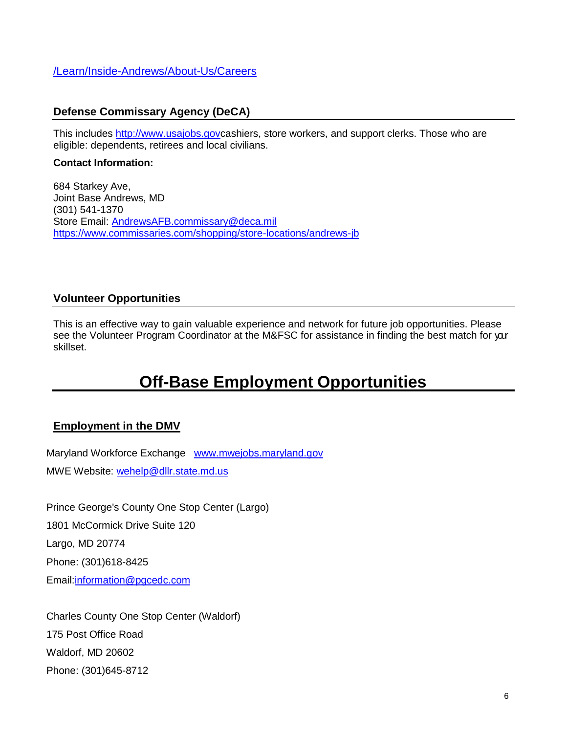/Learn/Inside-Andrews/About-Us/Careers

### Defense Commissary Agency (DeCA)

This includes http://www.usajobs.govcashiers, store workers, and support clerks. Those who are eligible: dependents, retirees and local civilians.

**Contact Information:**

684 Starkey Ave,
Joint Base Andrews, MD
(301) 541-1370
Store Email: AndrewsAFB.commissary@deca.mil
https://www.commissaries.com/shopping/store-locations/andrews-jb

### Volunteer Opportunities

This is an effective way to gain valuable experience and network for future job opportunities. Please see the Volunteer Program Coordinator at the M&FSC for assistance in finding the best match for your skillset.

# Off-Base Employment Opportunities

## Employment in the DMV

Maryland Workforce Exchange www.mwejobs.maryland.gov

MWE Website: wehelp@dllr.state.md.us

Prince George's County One Stop Center (Largo)

1801 McCormick Drive Suite 120

Largo, MD 20774

Phone: (301)618-8425

Email:information@pgcedc.com

Charles County One Stop Center (Waldorf)

175 Post Office Road

Waldorf, MD 20602

Phone: (301)645-8712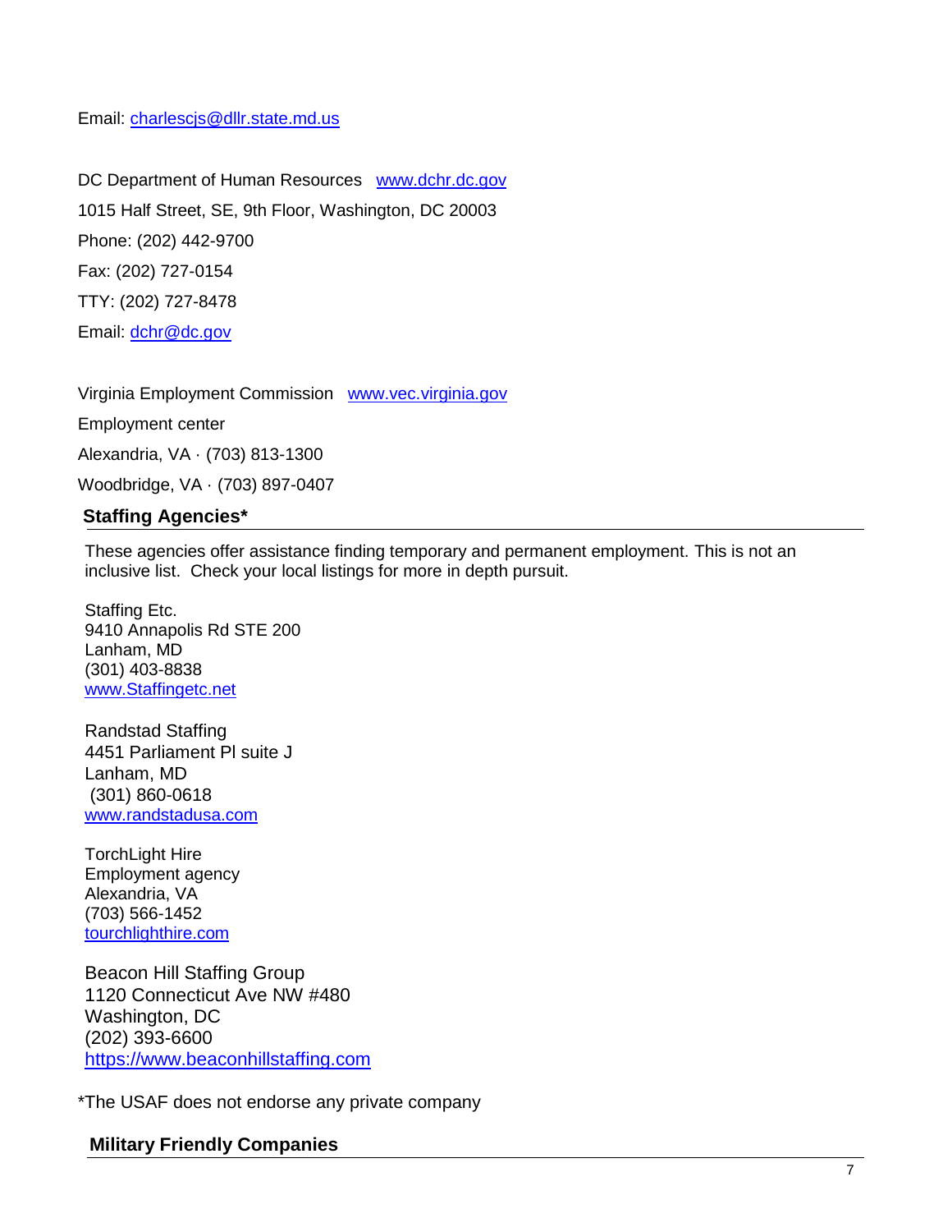Email: charlescjs@dllr.state.md.us

DC Department of Human Resources   www.dchr.dc.gov

1015 Half Street, SE, 9th Floor, Washington, DC 20003

Phone: (202) 442-9700

Fax: (202) 727-0154

TTY: (202) 727-8478

Email: dchr@dc.gov

Virginia Employment Commission   www.vec.virginia.gov

Employment center

Alexandria, VA · (703) 813-1300

Woodbridge, VA · (703) 897-0407

## Staffing Agencies*

These agencies offer assistance finding temporary and permanent employment. This is not an inclusive list.  Check your local listings for more in depth pursuit.

Staffing Etc.  
9410 Annapolis Rd STE 200  
Lanham, MD  
(301) 403-8838  
www.Staffingetc.net

Randstad Staffing  
4451 Parliament Pl suite J  
Lanham, MD  
(301) 860-0618  
www.randstadusa.com

TorchLight Hire  
Employment agency  
Alexandria, VA  
(703) 566-1452  
tourchlighthire.com

Beacon Hill Staffing Group  
1120 Connecticut Ave NW #480  
Washington, DC  
(202) 393-6600  
https://www.beaconhillstaffing.com

*The USAF does not endorse any private company

## Military Friendly Companies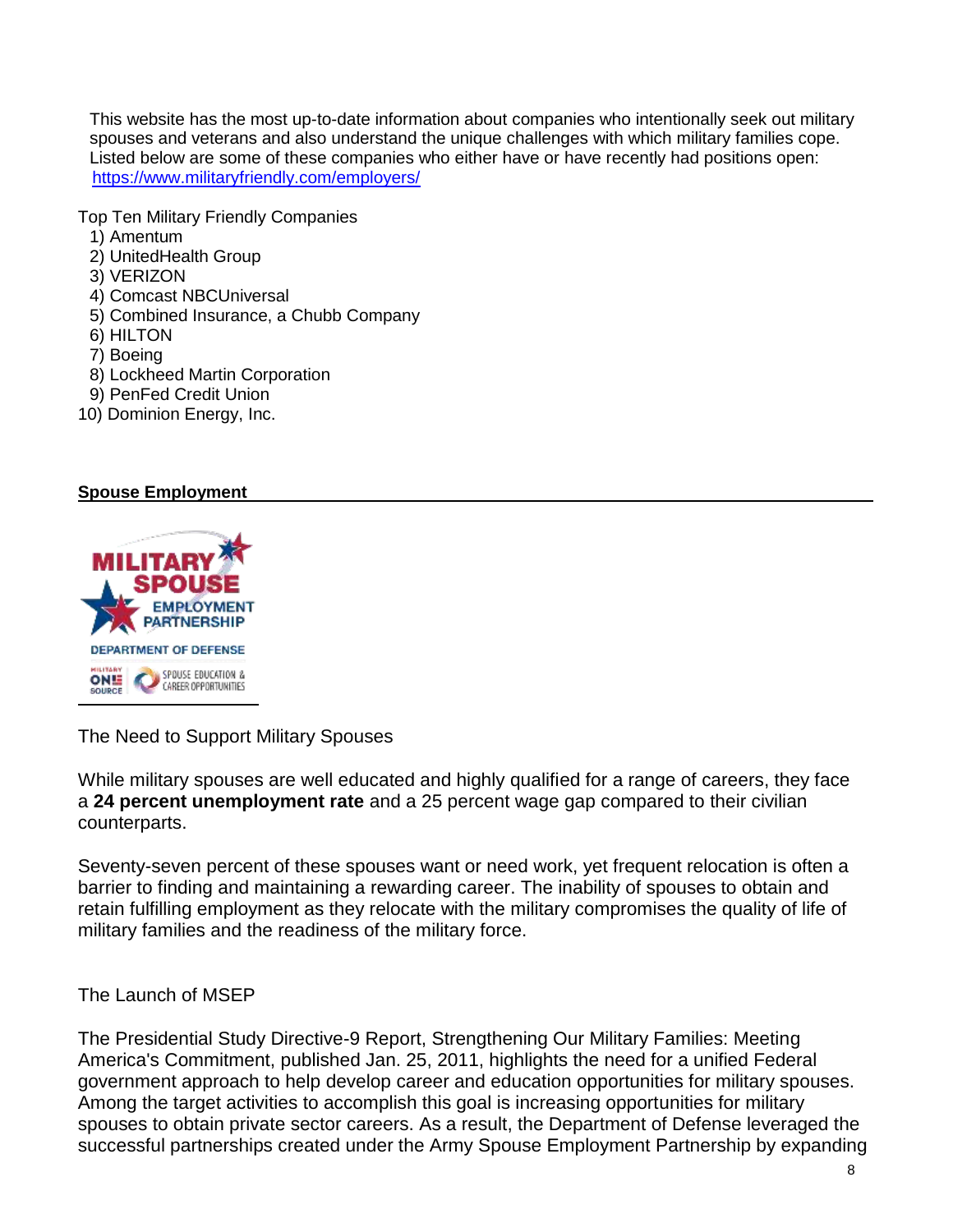This website has the most up-to-date information about companies who intentionally seek out military spouses and veterans and also understand the unique challenges with which military families cope. Listed below are some of these companies who either have or have recently had positions open: https://www.militaryfriendly.com/employers/

Top Ten Military Friendly Companies

1) Amentum
2) UnitedHealth Group
3) VERIZON
4) Comcast NBCUniversal
5) Combined Insurance, a Chubb Company
6) HILTON
7) Boeing
8) Lockheed Martin Corporation
9) PenFed Credit Union
10) Dominion Energy, Inc.

## Spouse Employment

The Need to Support Military Spouses

While military spouses are well educated and highly qualified for a range of careers, they face a **24 percent unemployment rate** and a 25 percent wage gap compared to their civilian counterparts.

Seventy-seven percent of these spouses want or need work, yet frequent relocation is often a barrier to finding and maintaining a rewarding career. The inability of spouses to obtain and retain fulfilling employment as they relocate with the military compromises the quality of life of military families and the readiness of the military force.

The Launch of MSEP

The Presidential Study Directive-9 Report, Strengthening Our Military Families: Meeting America's Commitment, published Jan. 25, 2011, highlights the need for a unified Federal government approach to help develop career and education opportunities for military spouses. Among the target activities to accomplish this goal is increasing opportunities for military spouses to obtain private sector careers. As a result, the Department of Defense leveraged the successful partnerships created under the Army Spouse Employment Partnership by expanding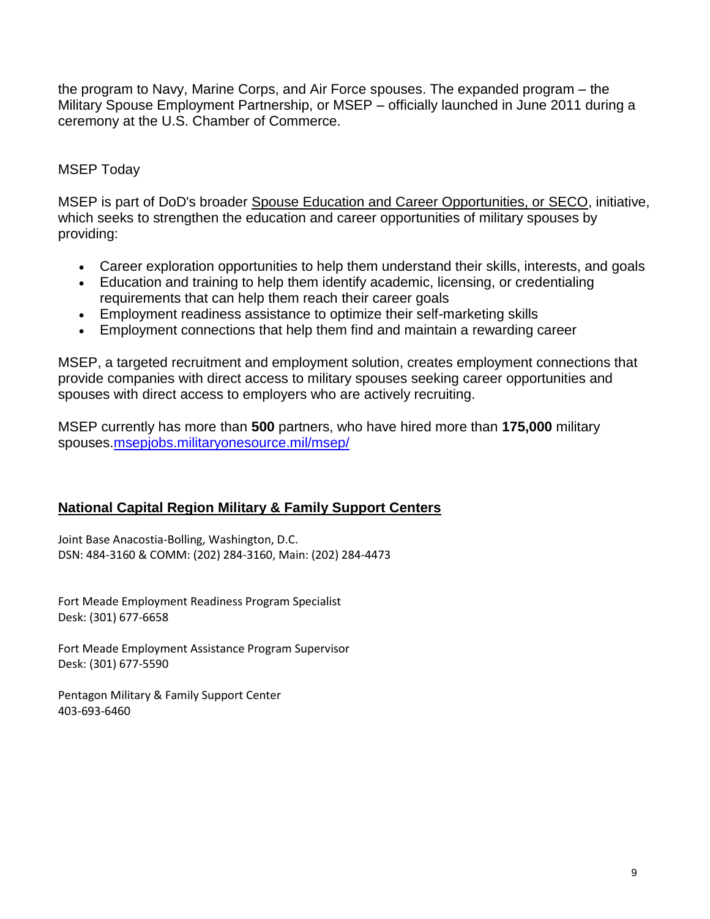the program to Navy, Marine Corps, and Air Force spouses. The expanded program – the Military Spouse Employment Partnership, or MSEP – officially launched in June 2011 during a ceremony at the U.S. Chamber of Commerce.

MSEP Today

MSEP is part of DoD's broader Spouse Education and Career Opportunities, or SECO, initiative, which seeks to strengthen the education and career opportunities of military spouses by providing:

- Career exploration opportunities to help them understand their skills, interests, and goals
- Education and training to help them identify academic, licensing, or credentialing requirements that can help them reach their career goals
- Employment readiness assistance to optimize their self-marketing skills
- Employment connections that help them find and maintain a rewarding career

MSEP, a targeted recruitment and employment solution, creates employment connections that provide companies with direct access to military spouses seeking career opportunities and spouses with direct access to employers who are actively recruiting.

MSEP currently has more than **500** partners, who have hired more than **175,000** military spouses.msepjobs.militaryonesource.mil/msep/

## National Capital Region Military & Family Support Centers

Joint Base Anacostia-Bolling, Washington, D.C.
DSN: 484-3160 & COMM: (202) 284-3160, Main: (202) 284-4473

Fort Meade Employment Readiness Program Specialist
Desk: (301) 677-6658

Fort Meade Employment Assistance Program Supervisor
Desk: (301) 677-5590

Pentagon Military & Family Support Center
403-693-6460